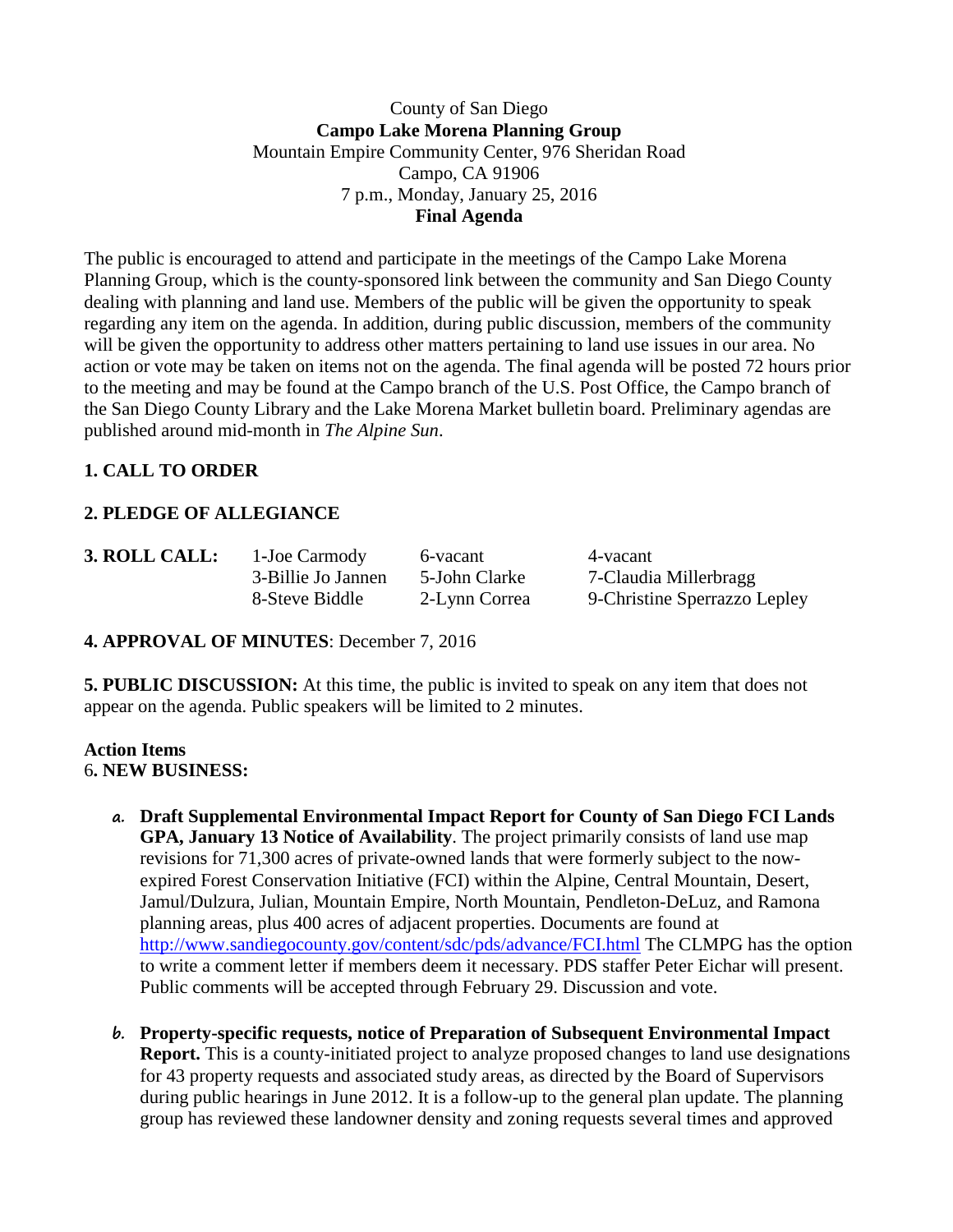County of San Diego
**Campo Lake Morena Planning Group**
Mountain Empire Community Center, 976 Sheridan Road
Campo, CA 91906
7 p.m., Monday, January 25, 2016
**Final Agenda**

The public is encouraged to attend and participate in the meetings of the Campo Lake Morena Planning Group, which is the county-sponsored link between the community and San Diego County dealing with planning and land use. Members of the public will be given the opportunity to speak regarding any item on the agenda. In addition, during public discussion, members of the community will be given the opportunity to address other matters pertaining to land use issues in our area. No action or vote may be taken on items not on the agenda. The final agenda will be posted 72 hours prior to the meeting and may be found at the Campo branch of the U.S. Post Office, the Campo branch of the San Diego County Library and the Lake Morena Market bulletin board. Preliminary agendas are published around mid-month in *The Alpine Sun*.

**1. CALL TO ORDER**

**2. PLEDGE OF ALLEGIANCE**

**3. ROLL CALL:**

| | | |
|---|---|---|
| 1-Joe Carmody | 6-vacant | 4-vacant |
| 3-Billie Jo Jannen | 5-John Clarke | 7-Claudia Millerbragg |
| 8-Steve Biddle | 2-Lynn Correa | 9-Christine Sperrazzo Lepley |

**4. APPROVAL OF MINUTES**: December 7, 2016

**5. PUBLIC DISCUSSION:** At this time, the public is invited to speak on any item that does not appear on the agenda. Public speakers will be limited to 2 minutes.

**Action Items**
6**. NEW BUSINESS:**

a. **Draft Supplemental Environmental Impact Report for County of San Diego FCI Lands GPA, January 13 Notice of Availability**. The project primarily consists of land use map revisions for 71,300 acres of private-owned lands that were formerly subject to the now-expired Forest Conservation Initiative (FCI) within the Alpine, Central Mountain, Desert, Jamul/Dulzura, Julian, Mountain Empire, North Mountain, Pendleton-DeLuz, and Ramona planning areas, plus 400 acres of adjacent properties. Documents are found at http://www.sandiegocounty.gov/content/sdc/pds/advance/FCI.html The CLMPG has the option to write a comment letter if members deem it necessary. PDS staffer Peter Eichar will present. Public comments will be accepted through February 29. Discussion and vote.

b. **Property-specific requests, notice of Preparation of Subsequent Environmental Impact Report.** This is a county-initiated project to analyze proposed changes to land use designations for 43 property requests and associated study areas, as directed by the Board of Supervisors during public hearings in June 2012. It is a follow-up to the general plan update. The planning group has reviewed these landowner density and zoning requests several times and approved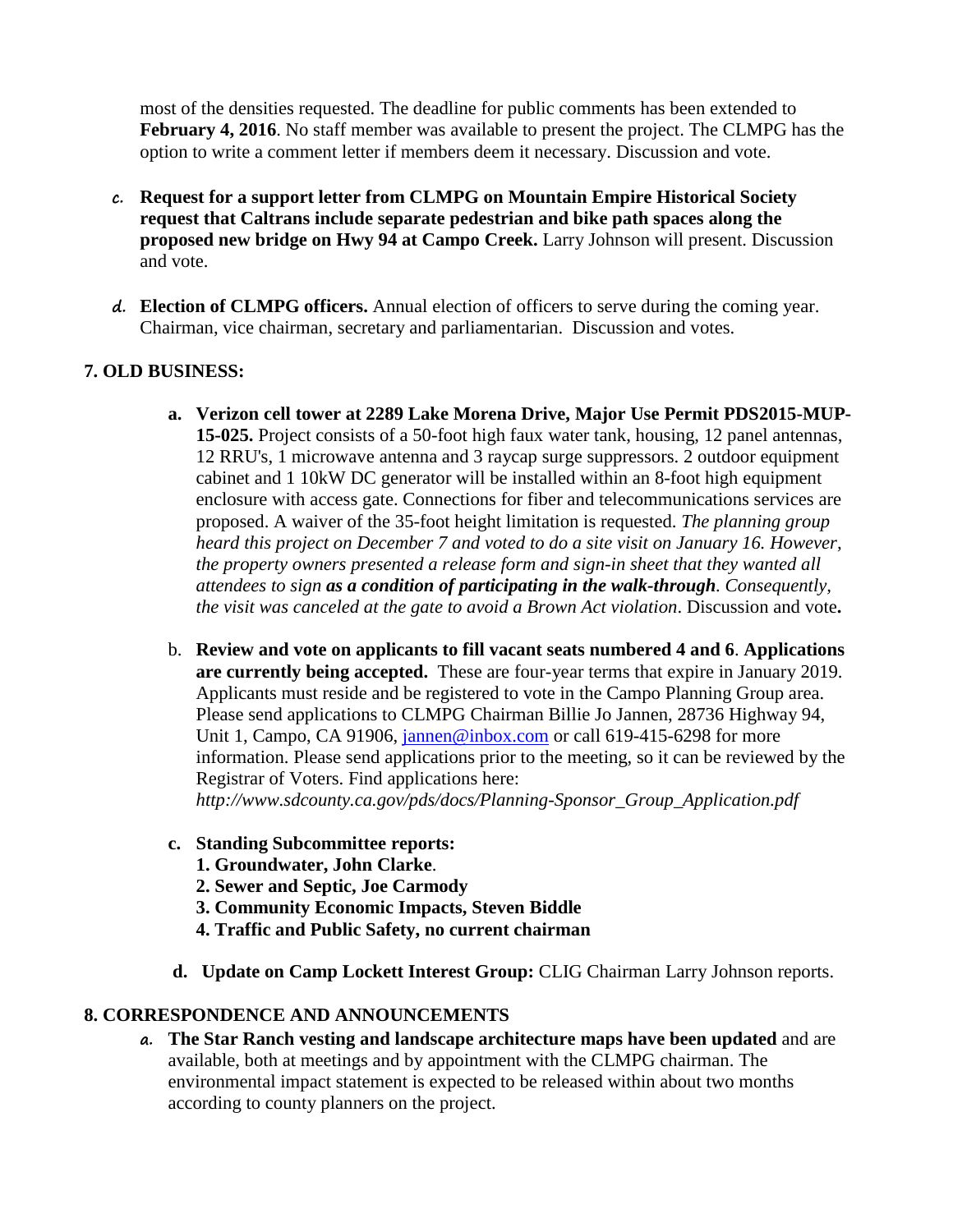most of the densities requested. The deadline for public comments has been extended to **February 4, 2016**. No staff member was available to present the project. The CLMPG has the option to write a comment letter if members deem it necessary. Discussion and vote.

*c.* **Request for a support letter from CLMPG on Mountain Empire Historical Society request that Caltrans include separate pedestrian and bike path spaces along the proposed new bridge on Hwy 94 at Campo Creek.** Larry Johnson will present. Discussion and vote.

*d.* **Election of CLMPG officers.** Annual election of officers to serve during the coming year. Chairman, vice chairman, secretary and parliamentarian. Discussion and votes.

## 7. OLD BUSINESS:

a. **Verizon cell tower at 2289 Lake Morena Drive, Major Use Permit PDS2015-MUP-15-025.** Project consists of a 50-foot high faux water tank, housing, 12 panel antennas, 12 RRU's, 1 microwave antenna and 3 raycap surge suppressors. 2 outdoor equipment cabinet and 1 10kW DC generator will be installed within an 8-foot high equipment enclosure with access gate. Connections for fiber and telecommunications services are proposed. A waiver of the 35-foot height limitation is requested. *The planning group heard this project on December 7 and voted to do a site visit on January 16. However, the property owners presented a release form and sign-in sheet that they wanted all attendees to sign* ***as a condition of participating in the walk-through****. Consequently, the visit was canceled at the gate to avoid a Brown Act violation*. Discussion and vote**.**

b. **Review and vote on applicants to fill vacant seats numbered 4 and 6**. **Applications are currently being accepted.** These are four-year terms that expire in January 2019. Applicants must reside and be registered to vote in the Campo Planning Group area. Please send applications to CLMPG Chairman Billie Jo Jannen, 28736 Highway 94, Unit 1, Campo, CA 91906, jannen@inbox.com or call 619-415-6298 for more information. Please send applications prior to the meeting, so it can be reviewed by the Registrar of Voters. Find applications here: *http://www.sdcounty.ca.gov/pds/docs/Planning-Sponsor_Group_Application.pdf*

c. **Standing Subcommittee reports:**
   1. **Groundwater, John Clarke**.
   2. **Sewer and Septic, Joe Carmody**
   3. **Community Economic Impacts, Steven Biddle**
   4. **Traffic and Public Safety, no current chairman**

d. **Update on Camp Lockett Interest Group:** CLIG Chairman Larry Johnson reports.

## 8. CORRESPONDENCE AND ANNOUNCEMENTS

*a.* **The Star Ranch vesting and landscape architecture maps have been updated** and are available, both at meetings and by appointment with the CLMPG chairman. The environmental impact statement is expected to be released within about two months according to county planners on the project.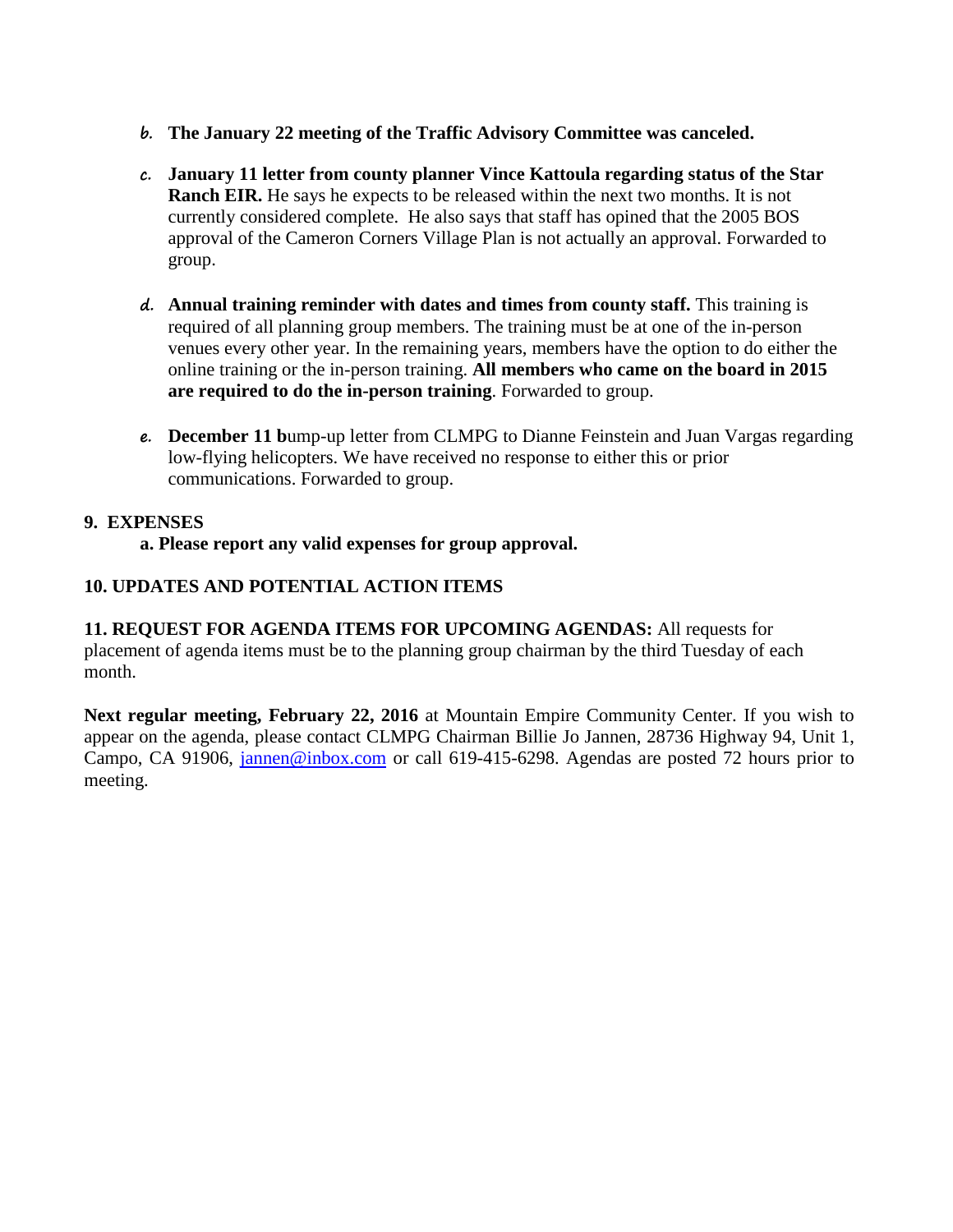b. **The January 22 meeting of the Traffic Advisory Committee was canceled.**

c. **January 11 letter from county planner Vince Kattoula regarding status of the Star Ranch EIR.** He says he expects to be released within the next two months. It is not currently considered complete. He also says that staff has opined that the 2005 BOS approval of the Cameron Corners Village Plan is not actually an approval. Forwarded to group.

d. **Annual training reminder with dates and times from county staff.** This training is required of all planning group members. The training must be at one of the in-person venues every other year. In the remaining years, members have the option to do either the online training or the in-person training. **All members who came on the board in 2015 are required to do the in-person training**. Forwarded to group.

e. **December 11 b**ump-up letter from CLMPG to Dianne Feinstein and Juan Vargas regarding low-flying helicopters. We have received no response to either this or prior communications. Forwarded to group.

**9. EXPENSES**

**a. Please report any valid expenses for group approval.**

**10. UPDATES AND POTENTIAL ACTION ITEMS**

**11. REQUEST FOR AGENDA ITEMS FOR UPCOMING AGENDAS:** All requests for placement of agenda items must be to the planning group chairman by the third Tuesday of each month.

**Next regular meeting, February 22, 2016** at Mountain Empire Community Center. If you wish to appear on the agenda, please contact CLMPG Chairman Billie Jo Jannen, 28736 Highway 94, Unit 1, Campo, CA 91906, jannen@inbox.com or call 619-415-6298. Agendas are posted 72 hours prior to meeting.